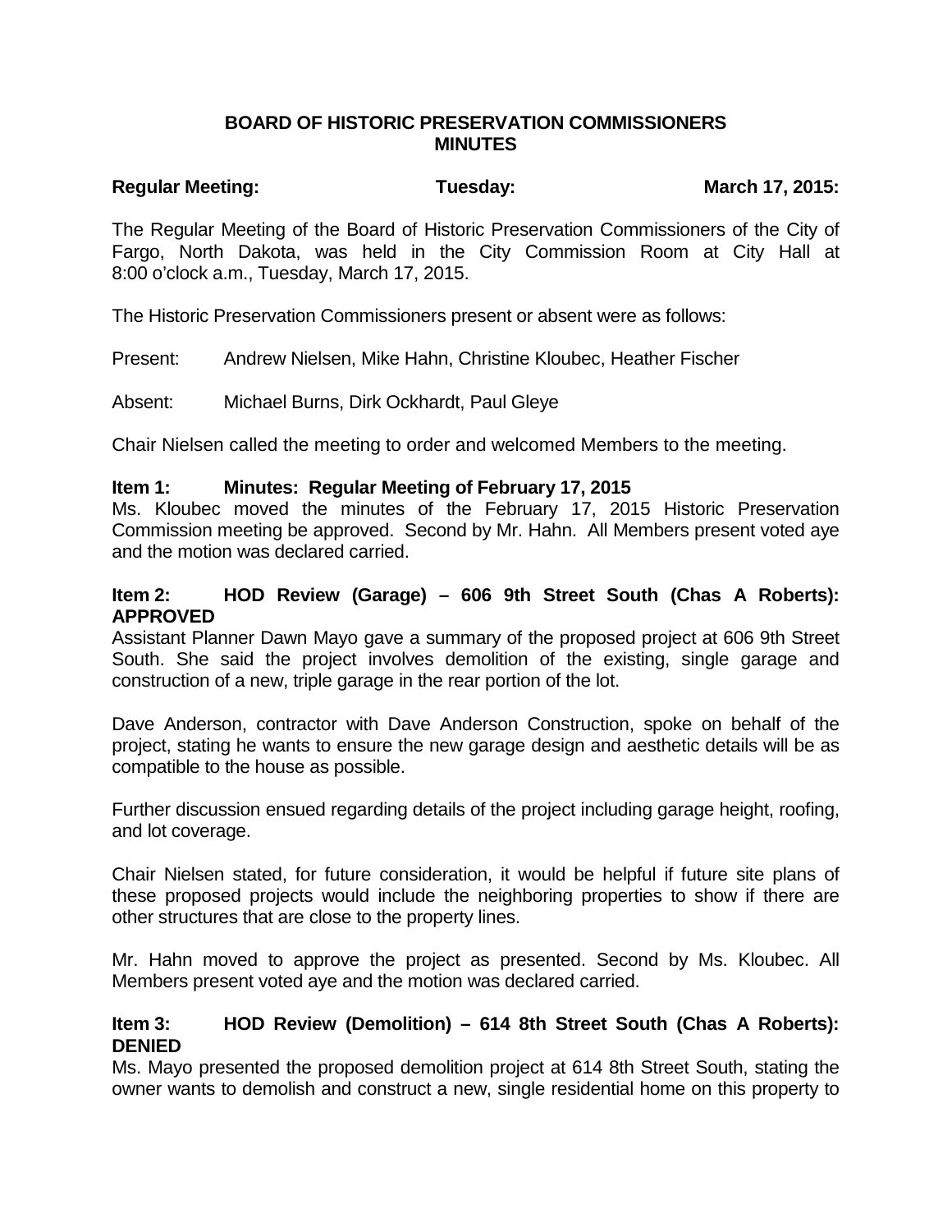# BOARD OF HISTORIC PRESERVATION COMMISSIONERS
# MINUTES

**Regular Meeting:** **Tuesday:** **March 17, 2015:**

The Regular Meeting of the Board of Historic Preservation Commissioners of the City of Fargo, North Dakota, was held in the City Commission Room at City Hall at 8:00 o'clock a.m., Tuesday, March 17, 2015.

The Historic Preservation Commissioners present or absent were as follows:

Present: Andrew Nielsen, Mike Hahn, Christine Kloubec, Heather Fischer

Absent: Michael Burns, Dirk Ockhardt, Paul Gleye

Chair Nielsen called the meeting to order and welcomed Members to the meeting.

**Item 1: Minutes: Regular Meeting of February 17, 2015**

Ms. Kloubec moved the minutes of the February 17, 2015 Historic Preservation Commission meeting be approved. Second by Mr. Hahn. All Members present voted aye and the motion was declared carried.

**Item 2: HOD Review (Garage) – 606 9th Street South (Chas A Roberts): APPROVED**

Assistant Planner Dawn Mayo gave a summary of the proposed project at 606 9th Street South. She said the project involves demolition of the existing, single garage and construction of a new, triple garage in the rear portion of the lot.

Dave Anderson, contractor with Dave Anderson Construction, spoke on behalf of the project, stating he wants to ensure the new garage design and aesthetic details will be as compatible to the house as possible.

Further discussion ensued regarding details of the project including garage height, roofing, and lot coverage.

Chair Nielsen stated, for future consideration, it would be helpful if future site plans of these proposed projects would include the neighboring properties to show if there are other structures that are close to the property lines.

Mr. Hahn moved to approve the project as presented. Second by Ms. Kloubec. All Members present voted aye and the motion was declared carried.

**Item 3: HOD Review (Demolition) – 614 8th Street South (Chas A Roberts): DENIED**

Ms. Mayo presented the proposed demolition project at 614 8th Street South, stating the owner wants to demolish and construct a new, single residential home on this property to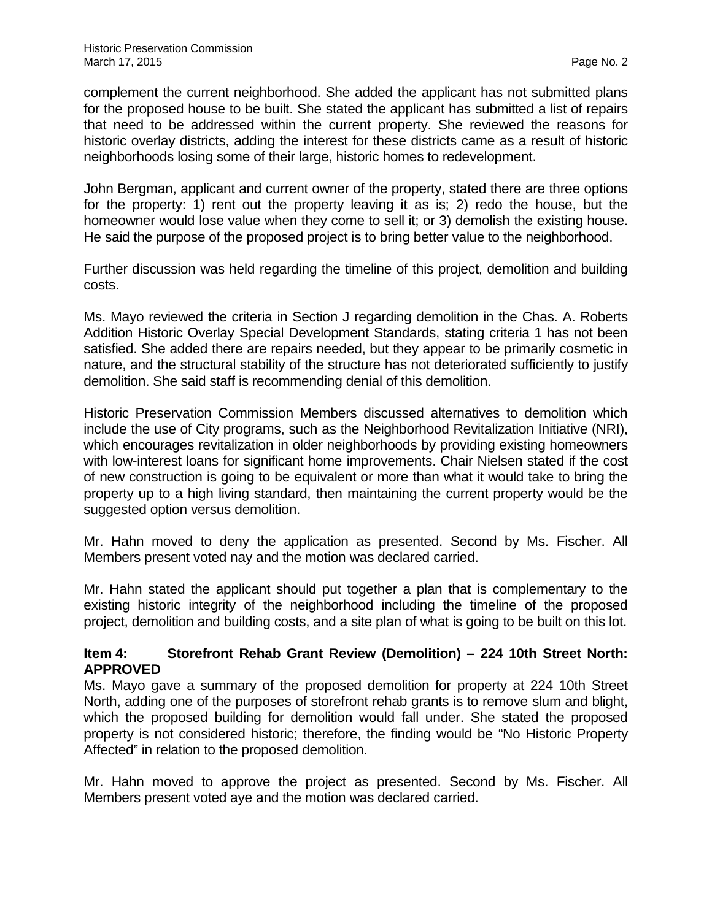complement the current neighborhood. She added the applicant has not submitted plans for the proposed house to be built. She stated the applicant has submitted a list of repairs that need to be addressed within the current property. She reviewed the reasons for historic overlay districts, adding the interest for these districts came as a result of historic neighborhoods losing some of their large, historic homes to redevelopment.

John Bergman, applicant and current owner of the property, stated there are three options for the property: 1) rent out the property leaving it as is; 2) redo the house, but the homeowner would lose value when they come to sell it; or 3) demolish the existing house. He said the purpose of the proposed project is to bring better value to the neighborhood.

Further discussion was held regarding the timeline of this project, demolition and building costs.

Ms. Mayo reviewed the criteria in Section J regarding demolition in the Chas. A. Roberts Addition Historic Overlay Special Development Standards, stating criteria 1 has not been satisfied. She added there are repairs needed, but they appear to be primarily cosmetic in nature, and the structural stability of the structure has not deteriorated sufficiently to justify demolition. She said staff is recommending denial of this demolition.

Historic Preservation Commission Members discussed alternatives to demolition which include the use of City programs, such as the Neighborhood Revitalization Initiative (NRI), which encourages revitalization in older neighborhoods by providing existing homeowners with low-interest loans for significant home improvements. Chair Nielsen stated if the cost of new construction is going to be equivalent or more than what it would take to bring the property up to a high living standard, then maintaining the current property would be the suggested option versus demolition.

Mr. Hahn moved to deny the application as presented. Second by Ms. Fischer. All Members present voted nay and the motion was declared carried.

Mr. Hahn stated the applicant should put together a plan that is complementary to the existing historic integrity of the neighborhood including the timeline of the proposed project, demolition and building costs, and a site plan of what is going to be built on this lot.

**Item 4: Storefront Rehab Grant Review (Demolition) – 224 10th Street North: APPROVED**

Ms. Mayo gave a summary of the proposed demolition for property at 224 10th Street North, adding one of the purposes of storefront rehab grants is to remove slum and blight, which the proposed building for demolition would fall under. She stated the proposed property is not considered historic; therefore, the finding would be "No Historic Property Affected" in relation to the proposed demolition.

Mr. Hahn moved to approve the project as presented. Second by Ms. Fischer. All Members present voted aye and the motion was declared carried.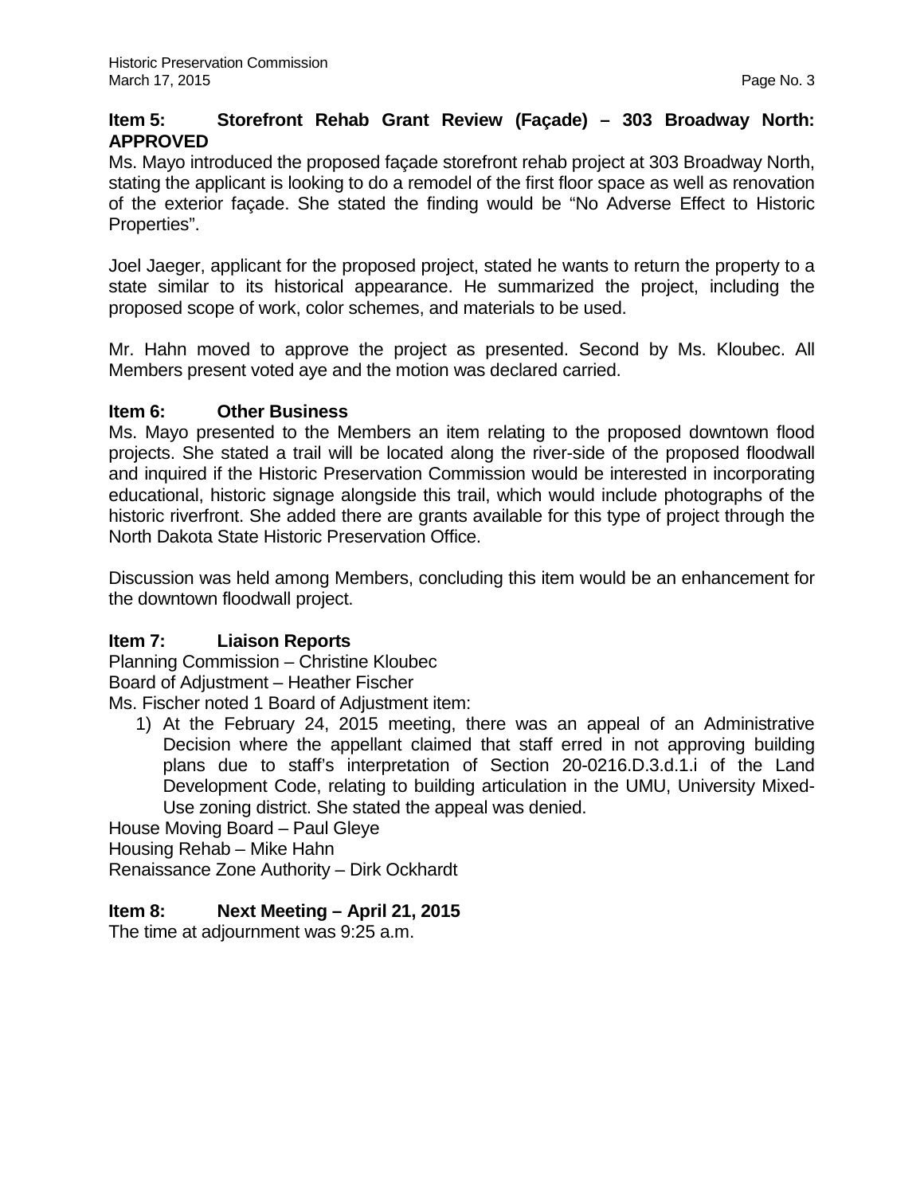**Item 5: Storefront Rehab Grant Review (Façade) – 303 Broadway North: APPROVED**

Ms. Mayo introduced the proposed façade storefront rehab project at 303 Broadway North, stating the applicant is looking to do a remodel of the first floor space as well as renovation of the exterior façade. She stated the finding would be "No Adverse Effect to Historic Properties".

Joel Jaeger, applicant for the proposed project, stated he wants to return the property to a state similar to its historical appearance. He summarized the project, including the proposed scope of work, color schemes, and materials to be used.

Mr. Hahn moved to approve the project as presented. Second by Ms. Kloubec. All Members present voted aye and the motion was declared carried.

**Item 6: Other Business**

Ms. Mayo presented to the Members an item relating to the proposed downtown flood projects. She stated a trail will be located along the river-side of the proposed floodwall and inquired if the Historic Preservation Commission would be interested in incorporating educational, historic signage alongside this trail, which would include photographs of the historic riverfront. She added there are grants available for this type of project through the North Dakota State Historic Preservation Office.

Discussion was held among Members, concluding this item would be an enhancement for the downtown floodwall project.

**Item 7: Liaison Reports**

Planning Commission – Christine Kloubec
Board of Adjustment – Heather Fischer
Ms. Fischer noted 1 Board of Adjustment item:

1) At the February 24, 2015 meeting, there was an appeal of an Administrative Decision where the appellant claimed that staff erred in not approving building plans due to staff's interpretation of Section 20-0216.D.3.d.1.i of the Land Development Code, relating to building articulation in the UMU, University Mixed-Use zoning district. She stated the appeal was denied.

House Moving Board – Paul Gleye
Housing Rehab – Mike Hahn
Renaissance Zone Authority – Dirk Ockhardt

**Item 8: Next Meeting – April 21, 2015**

The time at adjournment was 9:25 a.m.